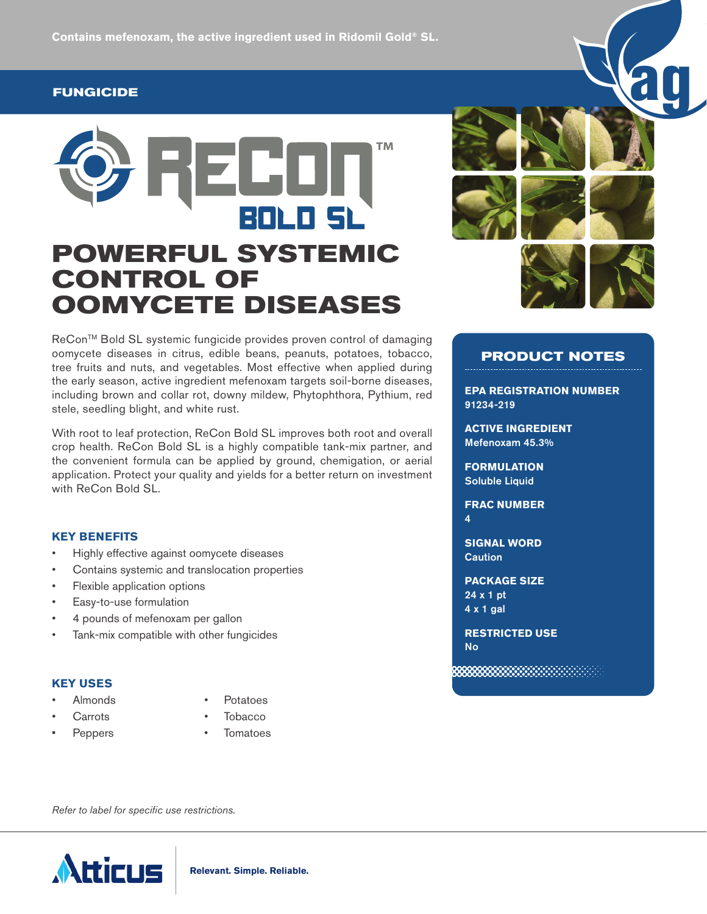Contains mefenoxam, the active ingredient used in Ridomil Gold® SL.

FUNGICIDE

# RECON™ BOLD SL

# POWERFUL SYSTEMIC CONTROL OF OOMYCETE DISEASES

ReCon™ Bold SL systemic fungicide provides proven control of damaging oomycete diseases in citrus, edible beans, peanuts, potatoes, tobacco, tree fruits and nuts, and vegetables. Most effective when applied during the early season, active ingredient mefenoxam targets soil-borne diseases, including brown and collar rot, downy mildew, Phytophthora, Pythium, red stele, seedling blight, and white rust.

With root to leaf protection, ReCon Bold SL improves both root and overall crop health. ReCon Bold SL is a highly compatible tank-mix partner, and the convenient formula can be applied by ground, chemigation, or aerial application. Protect your quality and yields for a better return on investment with ReCon Bold SL.

### KEY BENEFITS

- Highly effective against oomycete diseases
- Contains systemic and translocation properties
- Flexible application options
- Easy-to-use formulation
- 4 pounds of mefenoxam per gallon
- Tank-mix compatible with other fungicides

### KEY USES

- Almonds
- Carrots
- Peppers
- Potatoes
- Tobacco
- Tomatoes

## PRODUCT NOTES

**EPA REGISTRATION NUMBER**
91234-219

**ACTIVE INGREDIENT**
Mefenoxam 45.3%

**FORMULATION**
Soluble Liquid

**FRAC NUMBER**
4

**SIGNAL WORD**
Caution

**PACKAGE SIZE**
24 x 1 pt
4 x 1 gal

**RESTRICTED USE**
No

*Refer to label for specific use restrictions.*

Atticus | **Relevant. Simple. Reliable.**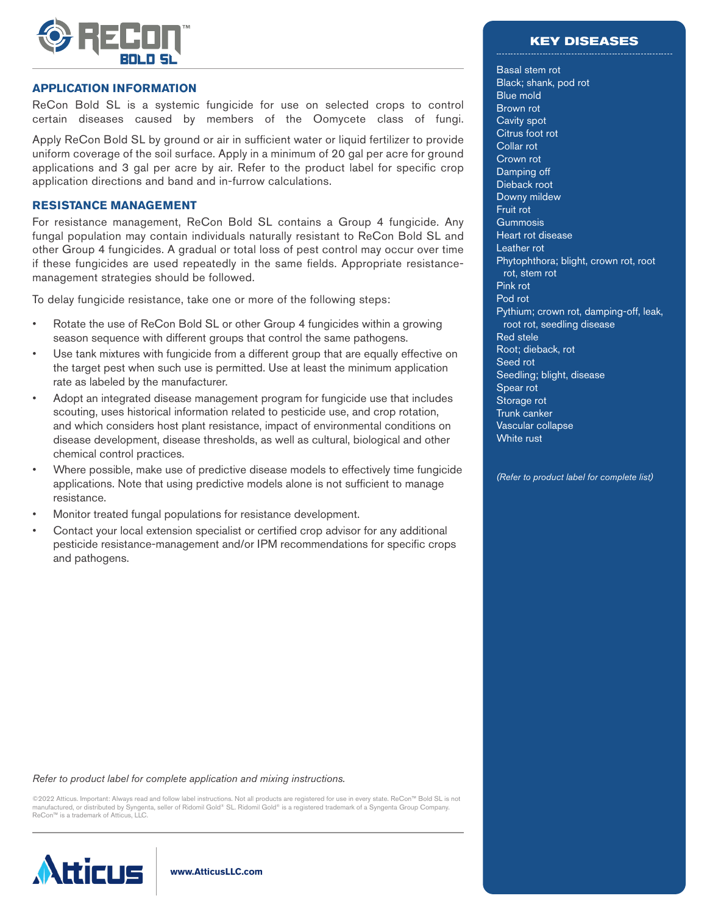# ReCon™ BOLD SL

## APPLICATION INFORMATION

ReCon Bold SL is a systemic fungicide for use on selected crops to control certain diseases caused by members of the Oomycete class of fungi.

Apply ReCon Bold SL by ground or air in sufficient water or liquid fertilizer to provide uniform coverage of the soil surface. Apply in a minimum of 20 gal per acre for ground applications and 3 gal per acre by air. Refer to the product label for specific crop application directions and band and in-furrow calculations.

## RESISTANCE MANAGEMENT

For resistance management, ReCon Bold SL contains a Group 4 fungicide. Any fungal population may contain individuals naturally resistant to ReCon Bold SL and other Group 4 fungicides. A gradual or total loss of pest control may occur over time if these fungicides are used repeatedly in the same fields. Appropriate resistance-management strategies should be followed.

To delay fungicide resistance, take one or more of the following steps:

- Rotate the use of ReCon Bold SL or other Group 4 fungicides within a growing season sequence with different groups that control the same pathogens.
- Use tank mixtures with fungicide from a different group that are equally effective on the target pest when such use is permitted. Use at least the minimum application rate as labeled by the manufacturer.
- Adopt an integrated disease management program for fungicide use that includes scouting, uses historical information related to pesticide use, and crop rotation, and which considers host plant resistance, impact of environmental conditions on disease development, disease thresholds, as well as cultural, biological and other chemical control practices.
- Where possible, make use of predictive disease models to effectively time fungicide applications. Note that using predictive models alone is not sufficient to manage resistance.
- Monitor treated fungal populations for resistance development.
- Contact your local extension specialist or certified crop advisor for any additional pesticide resistance-management and/or IPM recommendations for specific crops and pathogens.

## KEY DISEASES

- Basal stem rot
- Black; shank, pod rot
- Blue mold
- Brown rot
- Cavity spot
- Citrus foot rot
- Collar rot
- Crown rot
- Damping off
- Dieback root
- Downy mildew
- Fruit rot
- Gummosis
- Heart rot disease
- Leather rot
- Phytophthora; blight, crown rot, root rot, stem rot
- Pink rot
- Pod rot
- Pythium; crown rot, damping-off, leak, root rot, seedling disease
- Red stele
- Root; dieback, rot
- Seed rot
- Seedling; blight, disease
- Spear rot
- Storage rot
- Trunk canker
- Vascular collapse
- White rust

*(Refer to product label for complete list)*

*Refer to product label for complete application and mixing instructions.*

©2022 Atticus. Important: Always read and follow label instructions. Not all products are registered for use in every state. ReCon™ Bold SL is not manufactured, or distributed by Syngenta, seller of Ridomil Gold® SL. Ridomil Gold® is a registered trademark of a Syngenta Group Company. ReCon™ is a trademark of Atticus, LLC.

Atticus

**www.AtticusLLC.com**